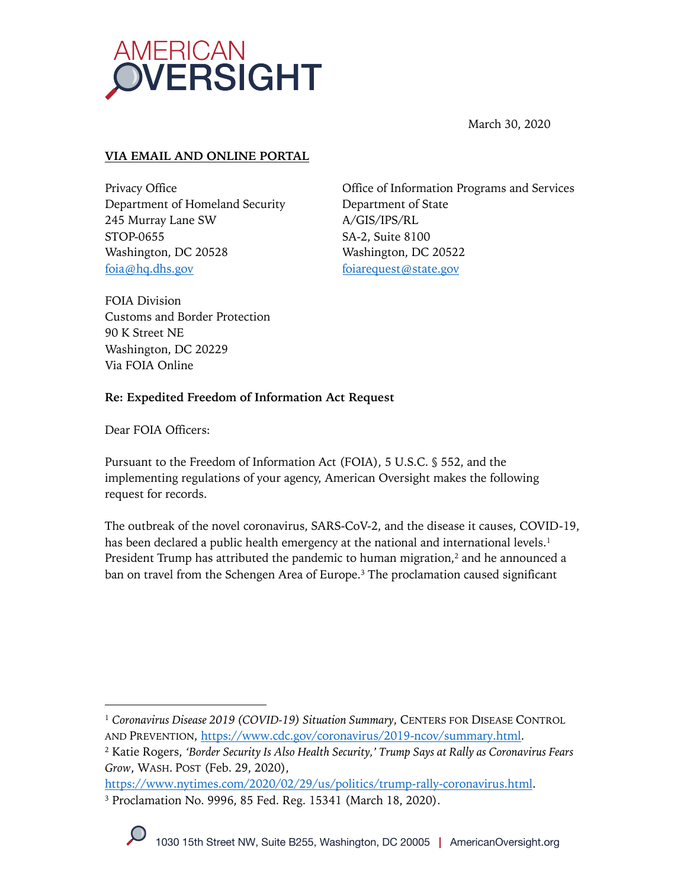AMERICAN OVERSIGHT

March 30, 2020

**VIA EMAIL AND ONLINE PORTAL**

Privacy Office
Department of Homeland Security
245 Murray Lane SW
STOP-0655
Washington, DC 20528
foia@hq.dhs.gov

Office of Information Programs and Services
Department of State
A/GIS/IPS/RL
SA-2, Suite 8100
Washington, DC 20522
foiarequest@state.gov

FOIA Division
Customs and Border Protection
90 K Street NE
Washington, DC 20229
Via FOIA Online

**Re: Expedited Freedom of Information Act Request**

Dear FOIA Officers:

Pursuant to the Freedom of Information Act (FOIA), 5 U.S.C. § 552, and the implementing regulations of your agency, American Oversight makes the following request for records.

The outbreak of the novel coronavirus, SARS-CoV-2, and the disease it causes, COVID-19, has been declared a public health emergency at the national and international levels.[1] President Trump has attributed the pandemic to human migration,[2] and he announced a ban on travel from the Schengen Area of Europe.[3] The proclamation caused significant

---

[1] *Coronavirus Disease 2019 (COVID-19) Situation Summary*, CENTERS FOR DISEASE CONTROL AND PREVENTION, https://www.cdc.gov/coronavirus/2019-ncov/summary.html.

[2] Katie Rogers, *'Border Security Is Also Health Security,' Trump Says at Rally as Coronavirus Fears Grow*, WASH. POST (Feb. 29, 2020), https://www.nytimes.com/2020/02/29/us/politics/trump-rally-coronavirus.html.

[3] Proclamation No. 9996, 85 Fed. Reg. 15341 (March 18, 2020).

1030 15th Street NW, Suite B255, Washington, DC 20005 | AmericanOversight.org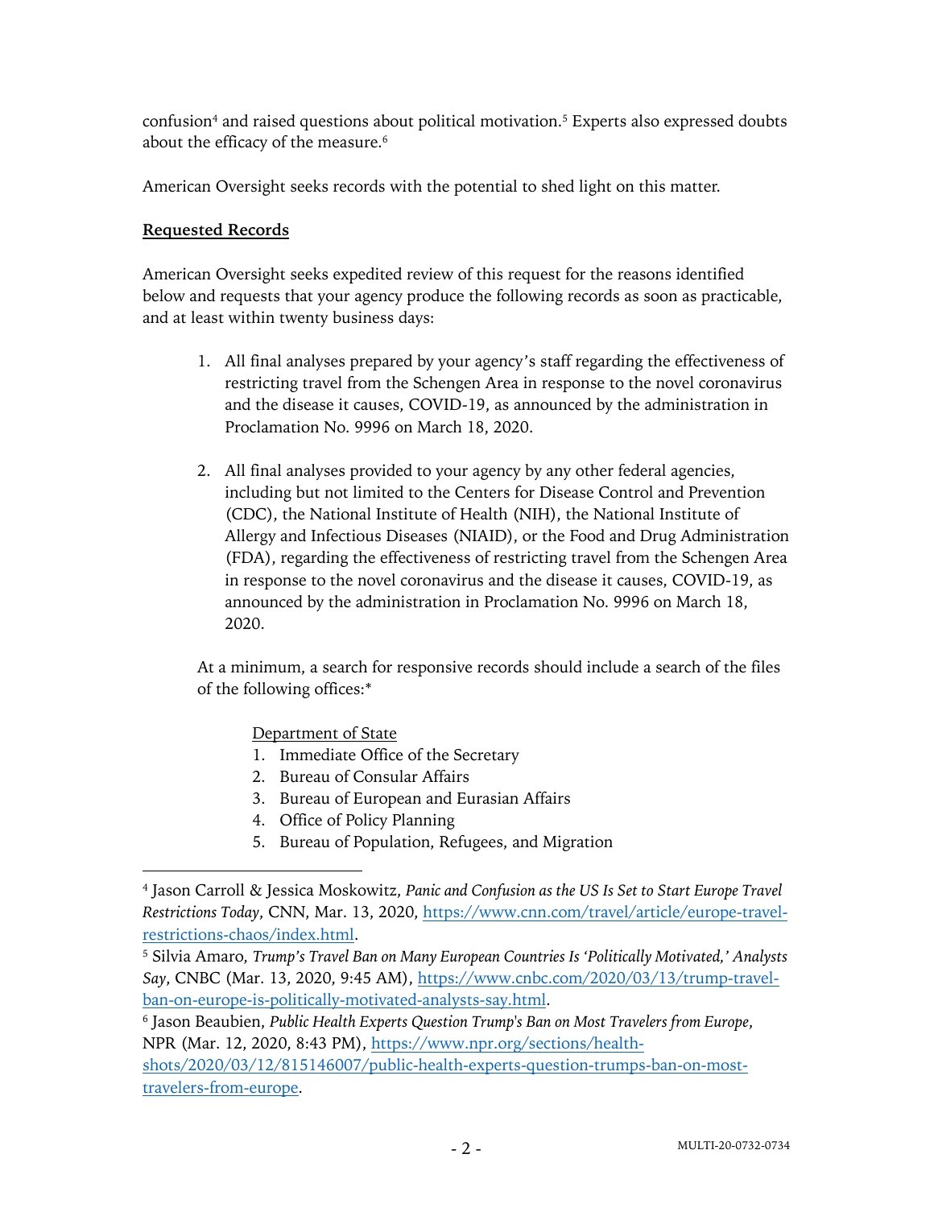confusion[4] and raised questions about political motivation.[5] Experts also expressed doubts about the efficacy of the measure.[6]

American Oversight seeks records with the potential to shed light on this matter.

**Requested Records**

American Oversight seeks expedited review of this request for the reasons identified below and requests that your agency produce the following records as soon as practicable, and at least within twenty business days:

1. All final analyses prepared by your agency's staff regarding the effectiveness of restricting travel from the Schengen Area in response to the novel coronavirus and the disease it causes, COVID-19, as announced by the administration in Proclamation No. 9996 on March 18, 2020.

2. All final analyses provided to your agency by any other federal agencies, including but not limited to the Centers for Disease Control and Prevention (CDC), the National Institute of Health (NIH), the National Institute of Allergy and Infectious Diseases (NIAID), or the Food and Drug Administration (FDA), regarding the effectiveness of restricting travel from the Schengen Area in response to the novel coronavirus and the disease it causes, COVID-19, as announced by the administration in Proclamation No. 9996 on March 18, 2020.

At a minimum, a search for responsive records should include a search of the files of the following offices:*

Department of State

1. Immediate Office of the Secretary
2. Bureau of Consular Affairs
3. Bureau of European and Eurasian Affairs
4. Office of Policy Planning
5. Bureau of Population, Refugees, and Migration

---

[4] Jason Carroll & Jessica Moskowitz, *Panic and Confusion as the US Is Set to Start Europe Travel Restrictions Today*, CNN, Mar. 13, 2020, https://www.cnn.com/travel/article/europe-travel-restrictions-chaos/index.html.

[5] Silvia Amaro, *Trump's Travel Ban on Many European Countries Is 'Politically Motivated,' Analysts Say*, CNBC (Mar. 13, 2020, 9:45 AM), https://www.cnbc.com/2020/03/13/trump-travel-ban-on-europe-is-politically-motivated-analysts-say.html.

[6] Jason Beaubien, *Public Health Experts Question Trump's Ban on Most Travelers from Europe*, NPR (Mar. 12, 2020, 8:43 PM), https://www.npr.org/sections/health-shots/2020/03/12/815146007/public-health-experts-question-trumps-ban-on-most-travelers-from-europe.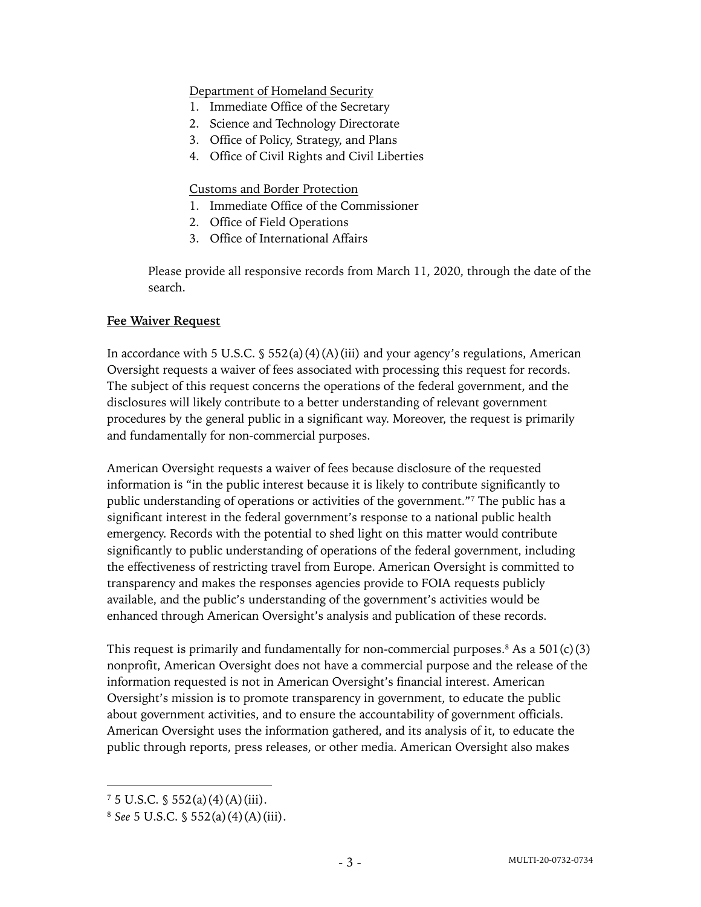Department of Homeland Security

1. Immediate Office of the Secretary
2. Science and Technology Directorate
3. Office of Policy, Strategy, and Plans
4. Office of Civil Rights and Civil Liberties

Customs and Border Protection

1. Immediate Office of the Commissioner
2. Office of Field Operations
3. Office of International Affairs

Please provide all responsive records from March 11, 2020, through the date of the search.

**Fee Waiver Request**

In accordance with 5 U.S.C. § 552(a)(4)(A)(iii) and your agency's regulations, American Oversight requests a waiver of fees associated with processing this request for records. The subject of this request concerns the operations of the federal government, and the disclosures will likely contribute to a better understanding of relevant government procedures by the general public in a significant way. Moreover, the request is primarily and fundamentally for non-commercial purposes.

American Oversight requests a waiver of fees because disclosure of the requested information is "in the public interest because it is likely to contribute significantly to public understanding of operations or activities of the government."[7] The public has a significant interest in the federal government's response to a national public health emergency. Records with the potential to shed light on this matter would contribute significantly to public understanding of operations of the federal government, including the effectiveness of restricting travel from Europe. American Oversight is committed to transparency and makes the responses agencies provide to FOIA requests publicly available, and the public's understanding of the government's activities would be enhanced through American Oversight's analysis and publication of these records.

This request is primarily and fundamentally for non-commercial purposes.[8] As a 501(c)(3) nonprofit, American Oversight does not have a commercial purpose and the release of the information requested is not in American Oversight's financial interest. American Oversight's mission is to promote transparency in government, to educate the public about government activities, and to ensure the accountability of government officials. American Oversight uses the information gathered, and its analysis of it, to educate the public through reports, press releases, or other media. American Oversight also makes

---

[7] 5 U.S.C. § 552(a)(4)(A)(iii).

[8] *See* 5 U.S.C. § 552(a)(4)(A)(iii).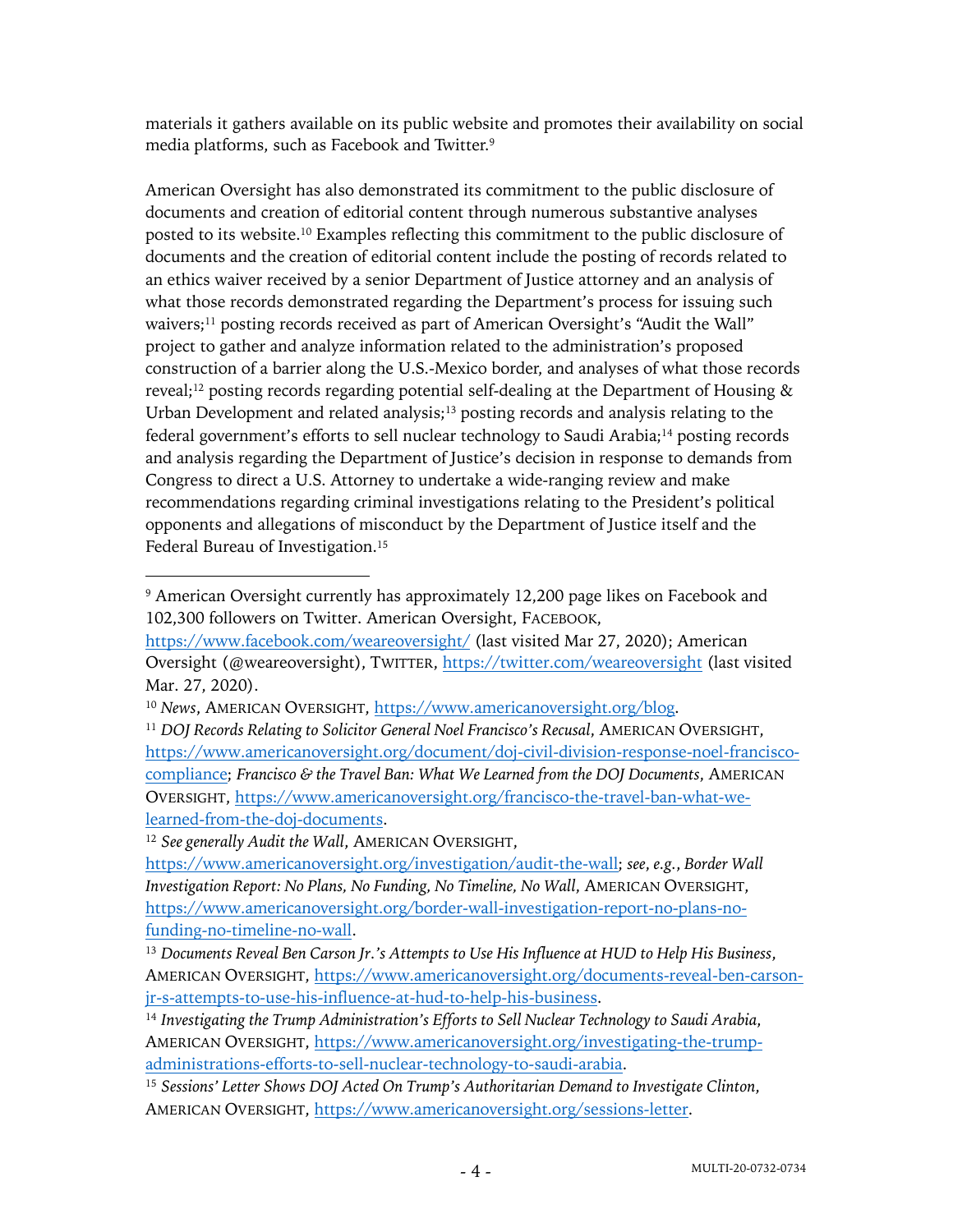materials it gathers available on its public website and promotes their availability on social media platforms, such as Facebook and Twitter.[9]

American Oversight has also demonstrated its commitment to the public disclosure of documents and creation of editorial content through numerous substantive analyses posted to its website.[10] Examples reflecting this commitment to the public disclosure of documents and the creation of editorial content include the posting of records related to an ethics waiver received by a senior Department of Justice attorney and an analysis of what those records demonstrated regarding the Department's process for issuing such waivers;[11] posting records received as part of American Oversight's "Audit the Wall" project to gather and analyze information related to the administration's proposed construction of a barrier along the U.S.-Mexico border, and analyses of what those records reveal;[12] posting records regarding potential self-dealing at the Department of Housing & Urban Development and related analysis;[13] posting records and analysis relating to the federal government's efforts to sell nuclear technology to Saudi Arabia;[14] posting records and analysis regarding the Department of Justice's decision in response to demands from Congress to direct a U.S. Attorney to undertake a wide-ranging review and make recommendations regarding criminal investigations relating to the President's political opponents and allegations of misconduct by the Department of Justice itself and the Federal Bureau of Investigation.[15]

---

[9] American Oversight currently has approximately 12,200 page likes on Facebook and 102,300 followers on Twitter. American Oversight, FACEBOOK, https://www.facebook.com/weareoversight/ (last visited Mar 27, 2020); American Oversight (@weareoversight), TWITTER, https://twitter.com/weareoversight (last visited Mar. 27, 2020).

[10] *News*, AMERICAN OVERSIGHT, https://www.americanoversight.org/blog.

[11] *DOJ Records Relating to Solicitor General Noel Francisco's Recusal*, AMERICAN OVERSIGHT, https://www.americanoversight.org/document/doj-civil-division-response-noel-francisco-compliance; *Francisco & the Travel Ban: What We Learned from the DOJ Documents*, AMERICAN OVERSIGHT, https://www.americanoversight.org/francisco-the-travel-ban-what-we-learned-from-the-doj-documents.

[12] *See generally Audit the Wall*, AMERICAN OVERSIGHT, https://www.americanoversight.org/investigation/audit-the-wall; *see, e.g.*, *Border Wall Investigation Report: No Plans, No Funding, No Timeline, No Wall*, AMERICAN OVERSIGHT, https://www.americanoversight.org/border-wall-investigation-report-no-plans-no-funding-no-timeline-no-wall.

[13] *Documents Reveal Ben Carson Jr.'s Attempts to Use His Influence at HUD to Help His Business*, AMERICAN OVERSIGHT, https://www.americanoversight.org/documents-reveal-ben-carson-jr-s-attempts-to-use-his-influence-at-hud-to-help-his-business.

[14] *Investigating the Trump Administration's Efforts to Sell Nuclear Technology to Saudi Arabia*, AMERICAN OVERSIGHT, https://www.americanoversight.org/investigating-the-trump-administrations-efforts-to-sell-nuclear-technology-to-saudi-arabia.

[15] *Sessions' Letter Shows DOJ Acted On Trump's Authoritarian Demand to Investigate Clinton*, AMERICAN OVERSIGHT, https://www.americanoversight.org/sessions-letter.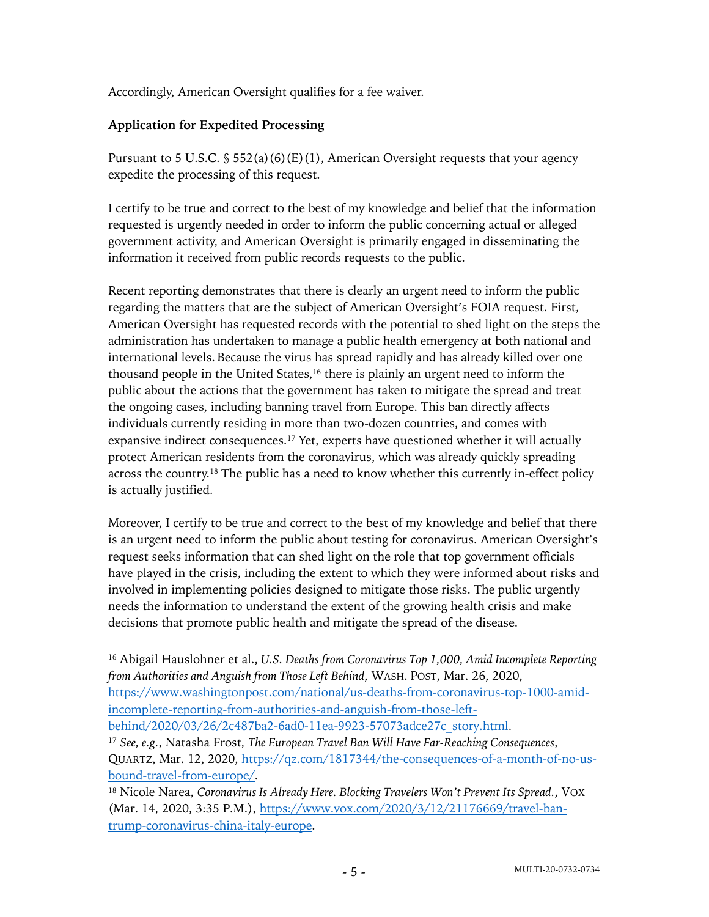Accordingly, American Oversight qualifies for a fee waiver.

**Application for Expedited Processing**

Pursuant to 5 U.S.C. § 552(a)(6)(E)(1), American Oversight requests that your agency expedite the processing of this request.

I certify to be true and correct to the best of my knowledge and belief that the information requested is urgently needed in order to inform the public concerning actual or alleged government activity, and American Oversight is primarily engaged in disseminating the information it received from public records requests to the public.

Recent reporting demonstrates that there is clearly an urgent need to inform the public regarding the matters that are the subject of American Oversight's FOIA request. First, American Oversight has requested records with the potential to shed light on the steps the administration has undertaken to manage a public health emergency at both national and international levels. Because the virus has spread rapidly and has already killed over one thousand people in the United States,[16] there is plainly an urgent need to inform the public about the actions that the government has taken to mitigate the spread and treat the ongoing cases, including banning travel from Europe. This ban directly affects individuals currently residing in more than two-dozen countries, and comes with expansive indirect consequences.[17] Yet, experts have questioned whether it will actually protect American residents from the coronavirus, which was already quickly spreading across the country.[18] The public has a need to know whether this currently in-effect policy is actually justified.

Moreover, I certify to be true and correct to the best of my knowledge and belief that there is an urgent need to inform the public about testing for coronavirus. American Oversight's request seeks information that can shed light on the role that top government officials have played in the crisis, including the extent to which they were informed about risks and involved in implementing policies designed to mitigate those risks. The public urgently needs the information to understand the extent of the growing health crisis and make decisions that promote public health and mitigate the spread of the disease.

---

[16] Abigail Hauslohner et al., *U.S. Deaths from Coronavirus Top 1,000, Amid Incomplete Reporting from Authorities and Anguish from Those Left Behind*, WASH. POST, Mar. 26, 2020, https://www.washingtonpost.com/national/us-deaths-from-coronavirus-top-1000-amid-incomplete-reporting-from-authorities-and-anguish-from-those-left-behind/2020/03/26/2c487ba2-6ad0-11ea-9923-57073adce27c_story.html.

[17] *See, e.g.*, Natasha Frost, *The European Travel Ban Will Have Far-Reaching Consequences*, QUARTZ, Mar. 12, 2020, https://qz.com/1817344/the-consequences-of-a-month-of-no-us-bound-travel-from-europe/.

[18] Nicole Narea, *Coronavirus Is Already Here. Blocking Travelers Won't Prevent Its Spread.*, VOX (Mar. 14, 2020, 3:35 P.M.), https://www.vox.com/2020/3/12/21176669/travel-ban-trump-coronavirus-china-italy-europe.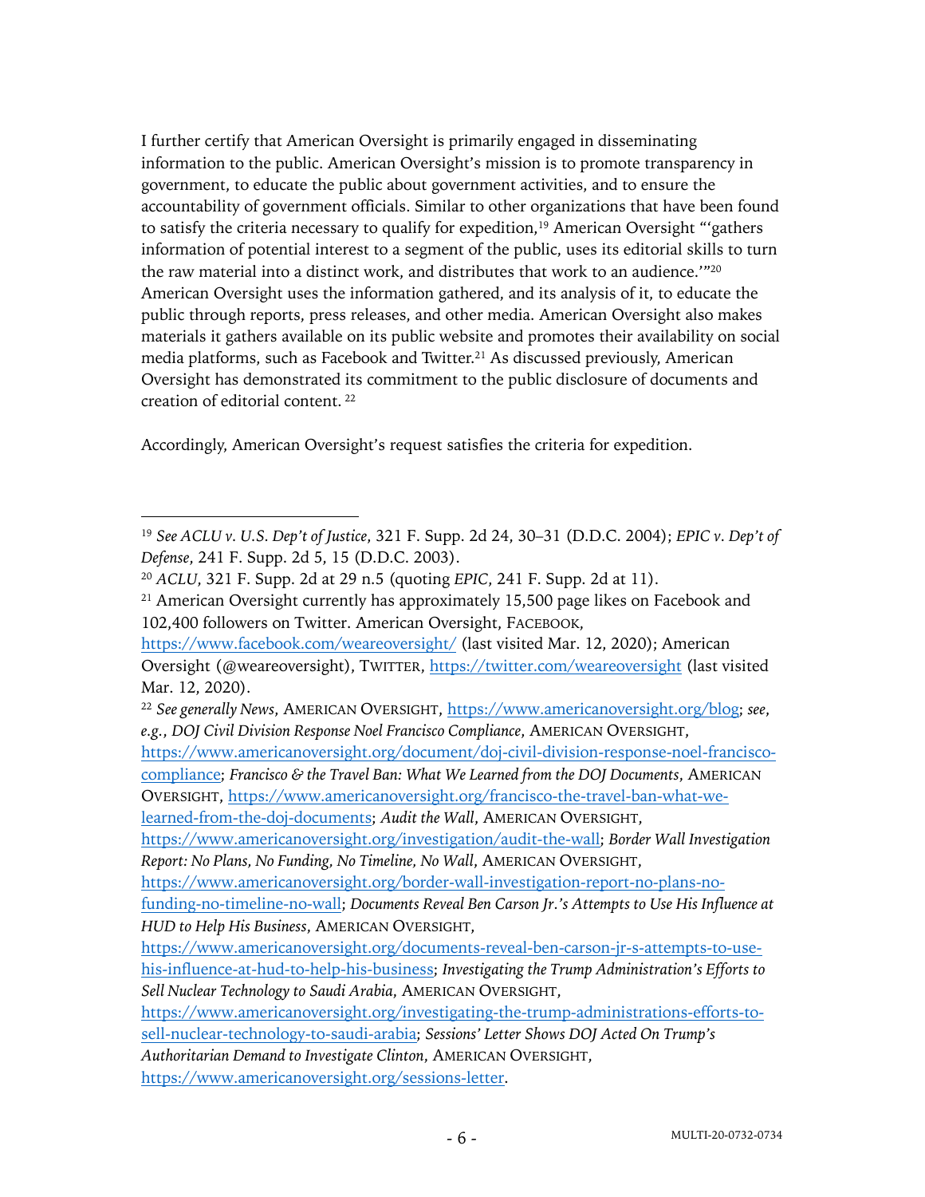I further certify that American Oversight is primarily engaged in disseminating information to the public. American Oversight's mission is to promote transparency in government, to educate the public about government activities, and to ensure the accountability of government officials. Similar to other organizations that have been found to satisfy the criteria necessary to qualify for expedition,[19] American Oversight "'gathers information of potential interest to a segment of the public, uses its editorial skills to turn the raw material into a distinct work, and distributes that work to an audience.'"[20] American Oversight uses the information gathered, and its analysis of it, to educate the public through reports, press releases, and other media. American Oversight also makes materials it gathers available on its public website and promotes their availability on social media platforms, such as Facebook and Twitter.[21] As discussed previously, American Oversight has demonstrated its commitment to the public disclosure of documents and creation of editorial content. [22]

Accordingly, American Oversight's request satisfies the criteria for expedition.

---

[19] *See ACLU v. U.S. Dep't of Justice*, 321 F. Supp. 2d 24, 30–31 (D.D.C. 2004); *EPIC v. Dep't of Defense*, 241 F. Supp. 2d 5, 15 (D.D.C. 2003).

[20] *ACLU*, 321 F. Supp. 2d at 29 n.5 (quoting *EPIC*, 241 F. Supp. 2d at 11).

[21] American Oversight currently has approximately 15,500 page likes on Facebook and 102,400 followers on Twitter. American Oversight, FACEBOOK, https://www.facebook.com/weareoversight/ (last visited Mar. 12, 2020); American Oversight (@weareoversight), TWITTER, https://twitter.com/weareoversight (last visited Mar. 12, 2020).

[22] *See generally News*, AMERICAN OVERSIGHT, https://www.americanoversight.org/blog; *see, e.g.*, *DOJ Civil Division Response Noel Francisco Compliance*, AMERICAN OVERSIGHT, https://www.americanoversight.org/document/doj-civil-division-response-noel-francisco-compliance; *Francisco & the Travel Ban: What We Learned from the DOJ Documents*, AMERICAN OVERSIGHT, https://www.americanoversight.org/francisco-the-travel-ban-what-we-learned-from-the-doj-documents; *Audit the Wall*, AMERICAN OVERSIGHT, https://www.americanoversight.org/investigation/audit-the-wall; *Border Wall Investigation Report: No Plans, No Funding, No Timeline, No Wall*, AMERICAN OVERSIGHT, https://www.americanoversight.org/border-wall-investigation-report-no-plans-no-funding-no-timeline-no-wall; *Documents Reveal Ben Carson Jr.'s Attempts to Use His Influence at HUD to Help His Business*, AMERICAN OVERSIGHT, https://www.americanoversight.org/documents-reveal-ben-carson-jr-s-attempts-to-use-his-influence-at-hud-to-help-his-business; *Investigating the Trump Administration's Efforts to Sell Nuclear Technology to Saudi Arabia*, AMERICAN OVERSIGHT, https://www.americanoversight.org/investigating-the-trump-administrations-efforts-to-sell-nuclear-technology-to-saudi-arabia; *Sessions' Letter Shows DOJ Acted On Trump's Authoritarian Demand to Investigate Clinton*, AMERICAN OVERSIGHT, https://www.americanoversight.org/sessions-letter.

MULTI-20-0732-0734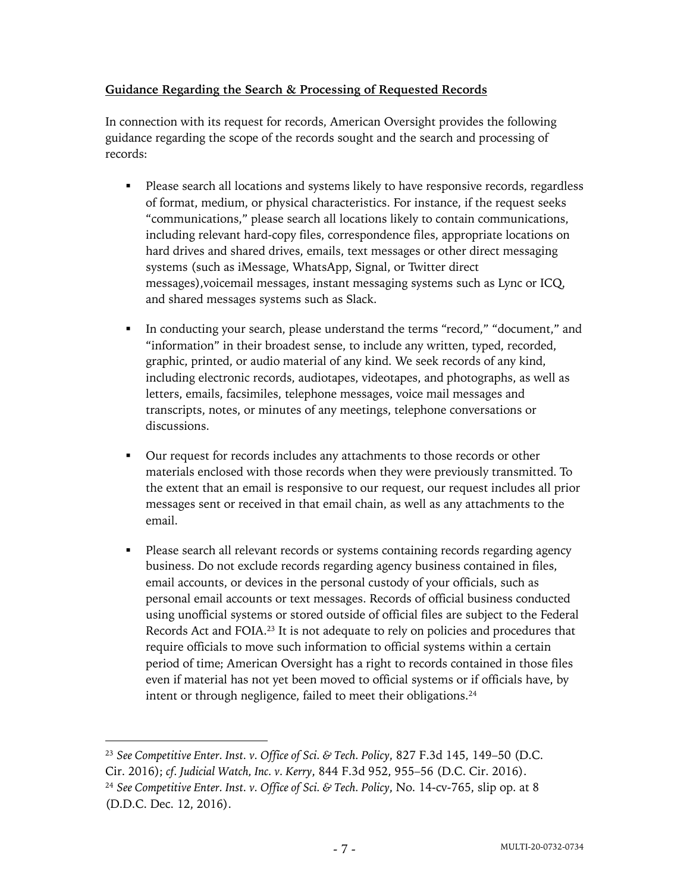**Guidance Regarding the Search & Processing of Requested Records**

In connection with its request for records, American Oversight provides the following guidance regarding the scope of the records sought and the search and processing of records:

- Please search all locations and systems likely to have responsive records, regardless of format, medium, or physical characteristics. For instance, if the request seeks "communications," please search all locations likely to contain communications, including relevant hard-copy files, correspondence files, appropriate locations on hard drives and shared drives, emails, text messages or other direct messaging systems (such as iMessage, WhatsApp, Signal, or Twitter direct messages),voicemail messages, instant messaging systems such as Lync or ICQ, and shared messages systems such as Slack.

- In conducting your search, please understand the terms "record," "document," and "information" in their broadest sense, to include any written, typed, recorded, graphic, printed, or audio material of any kind. We seek records of any kind, including electronic records, audiotapes, videotapes, and photographs, as well as letters, emails, facsimiles, telephone messages, voice mail messages and transcripts, notes, or minutes of any meetings, telephone conversations or discussions.

- Our request for records includes any attachments to those records or other materials enclosed with those records when they were previously transmitted. To the extent that an email is responsive to our request, our request includes all prior messages sent or received in that email chain, as well as any attachments to the email.

- Please search all relevant records or systems containing records regarding agency business. Do not exclude records regarding agency business contained in files, email accounts, or devices in the personal custody of your officials, such as personal email accounts or text messages. Records of official business conducted using unofficial systems or stored outside of official files are subject to the Federal Records Act and FOIA.[23] It is not adequate to rely on policies and procedures that require officials to move such information to official systems within a certain period of time; American Oversight has a right to records contained in those files even if material has not yet been moved to official systems or if officials have, by intent or through negligence, failed to meet their obligations.[24]

---

[23] *See Competitive Enter. Inst. v. Office of Sci. & Tech. Policy*, 827 F.3d 145, 149–50 (D.C. Cir. 2016); *cf. Judicial Watch, Inc. v. Kerry*, 844 F.3d 952, 955–56 (D.C. Cir. 2016).

[24] *See Competitive Enter. Inst. v. Office of Sci. & Tech. Policy*, No. 14-cv-765, slip op. at 8 (D.D.C. Dec. 12, 2016).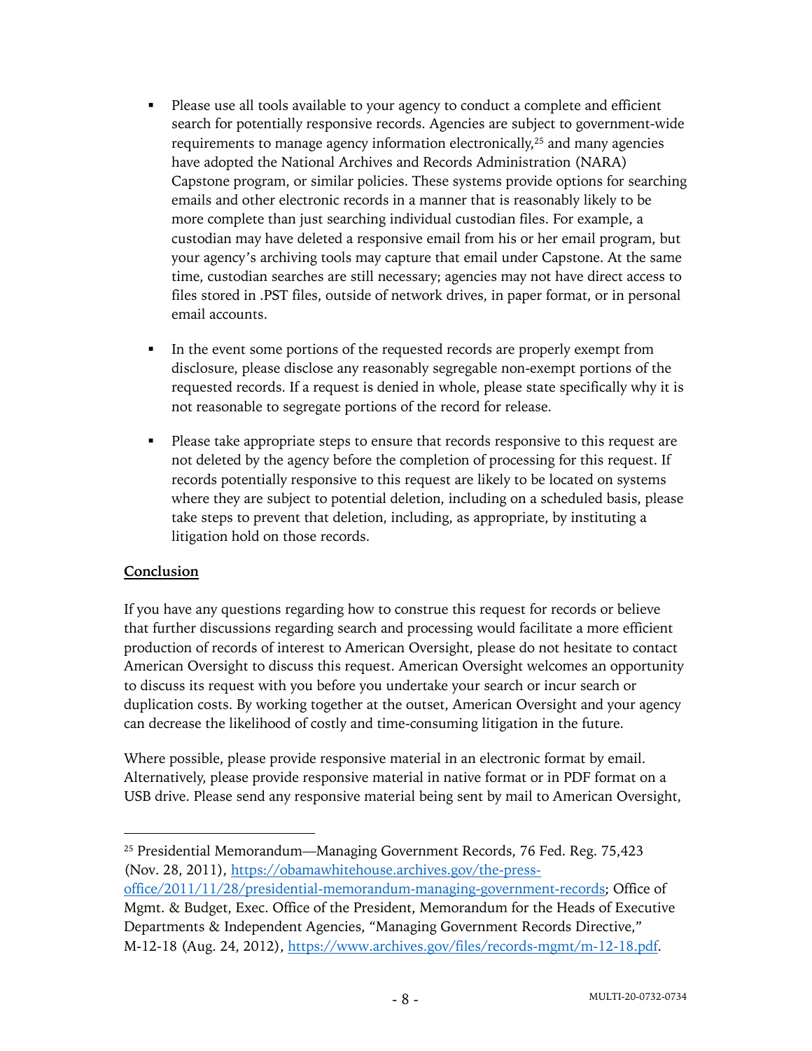- Please use all tools available to your agency to conduct a complete and efficient search for potentially responsive records. Agencies are subject to government-wide requirements to manage agency information electronically,[25] and many agencies have adopted the National Archives and Records Administration (NARA) Capstone program, or similar policies. These systems provide options for searching emails and other electronic records in a manner that is reasonably likely to be more complete than just searching individual custodian files. For example, a custodian may have deleted a responsive email from his or her email program, but your agency's archiving tools may capture that email under Capstone. At the same time, custodian searches are still necessary; agencies may not have direct access to files stored in .PST files, outside of network drives, in paper format, or in personal email accounts.

- In the event some portions of the requested records are properly exempt from disclosure, please disclose any reasonably segregable non-exempt portions of the requested records. If a request is denied in whole, please state specifically why it is not reasonable to segregate portions of the record for release.

- Please take appropriate steps to ensure that records responsive to this request are not deleted by the agency before the completion of processing for this request. If records potentially responsive to this request are likely to be located on systems where they are subject to potential deletion, including on a scheduled basis, please take steps to prevent that deletion, including, as appropriate, by instituting a litigation hold on those records.

**Conclusion**

If you have any questions regarding how to construe this request for records or believe that further discussions regarding search and processing would facilitate a more efficient production of records of interest to American Oversight, please do not hesitate to contact American Oversight to discuss this request. American Oversight welcomes an opportunity to discuss its request with you before you undertake your search or incur search or duplication costs. By working together at the outset, American Oversight and your agency can decrease the likelihood of costly and time-consuming litigation in the future.

Where possible, please provide responsive material in an electronic format by email. Alternatively, please provide responsive material in native format or in PDF format on a USB drive. Please send any responsive material being sent by mail to American Oversight,

---

[25] Presidential Memorandum—Managing Government Records, 76 Fed. Reg. 75,423 (Nov. 28, 2011), https://obamawhitehouse.archives.gov/the-press-office/2011/11/28/presidential-memorandum-managing-government-records; Office of Mgmt. & Budget, Exec. Office of the President, Memorandum for the Heads of Executive Departments & Independent Agencies, "Managing Government Records Directive," M-12-18 (Aug. 24, 2012), https://www.archives.gov/files/records-mgmt/m-12-18.pdf.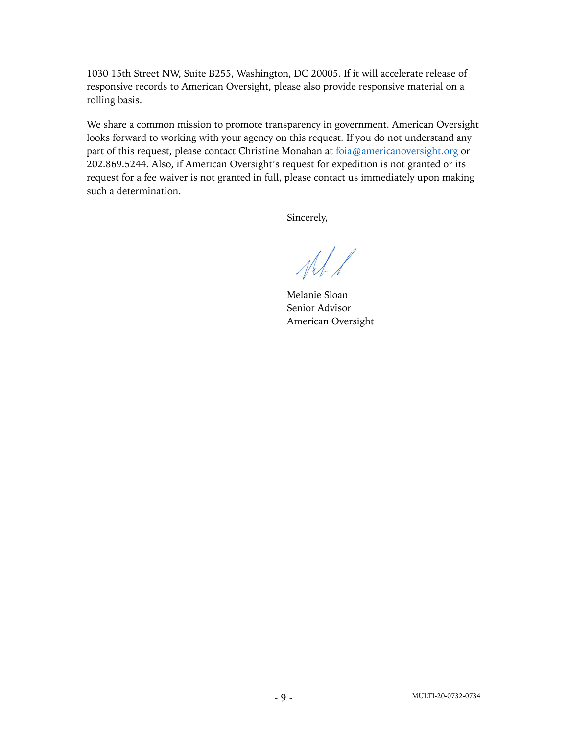1030 15th Street NW, Suite B255, Washington, DC 20005. If it will accelerate release of responsive records to American Oversight, please also provide responsive material on a rolling basis.

We share a common mission to promote transparency in government. American Oversight looks forward to working with your agency on this request. If you do not understand any part of this request, please contact Christine Monahan at foia@americanoversight.org or 202.869.5244. Also, if American Oversight's request for expedition is not granted or its request for a fee waiver is not granted in full, please contact us immediately upon making such a determination.

Sincerely,

Melanie Sloan
Senior Advisor
American Oversight

MULTI-20-0732-0734